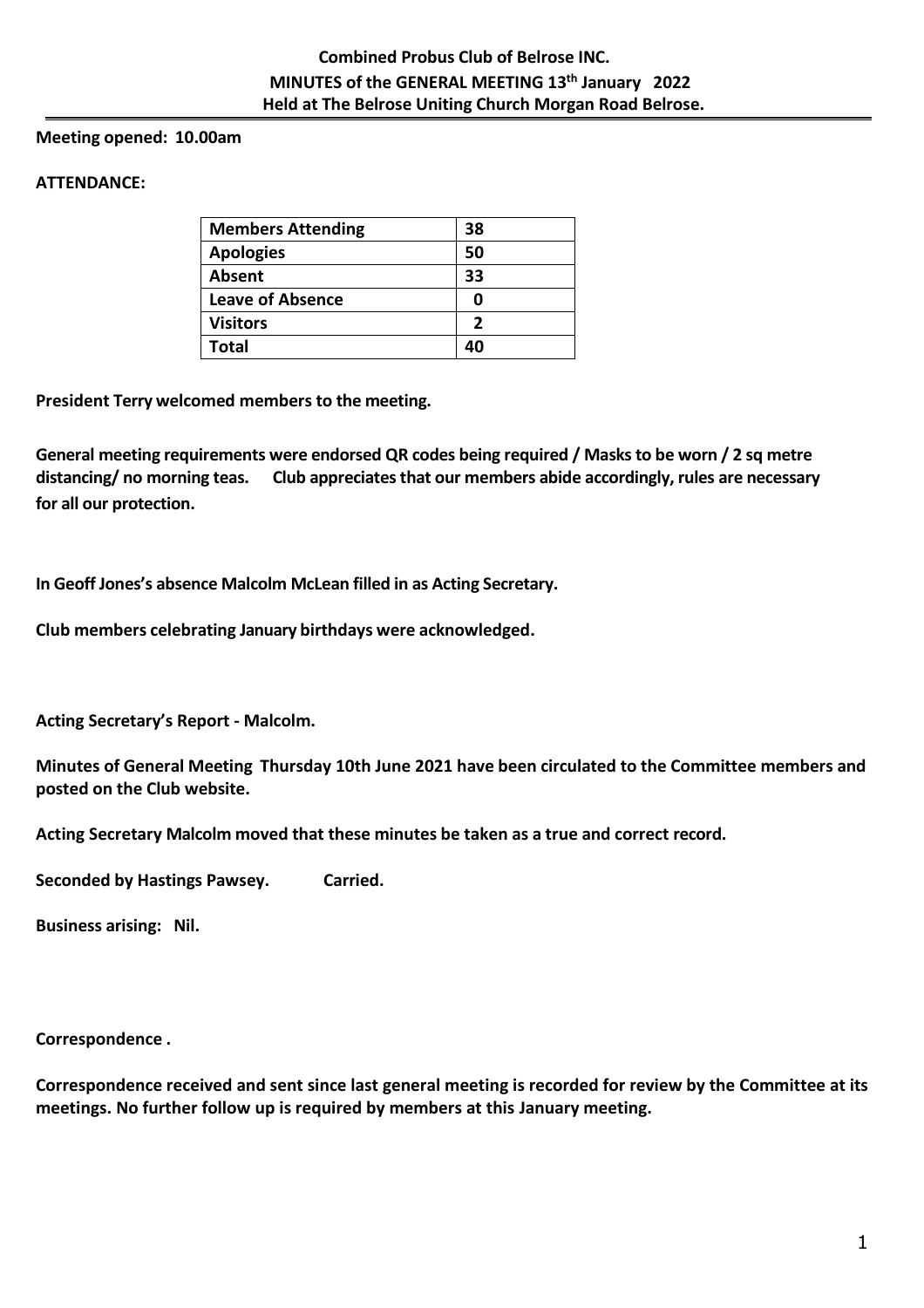# Combined Probus Club of Belrose INC.
## MINUTES of the GENERAL MEETING 13th January 2022
### Held at The Belrose Uniting Church Morgan Road Belrose.

**Meeting opened: 10.00am**

**ATTENDANCE:**

| Members Attending | 38 |
|---|---|
| Apologies | 50 |
| Absent | 33 |
| Leave of Absence | 0 |
| Visitors | 2 |
| Total | 40 |

**President Terry welcomed members to the meeting.**

**General meeting requirements were endorsed QR codes being required / Masks to be worn / 2 sq metre distancing/ no morning teas. Club appreciates that our members abide accordingly, rules are necessary for all our protection.**

**In Geoff Jones's absence Malcolm McLean filled in as Acting Secretary.**

**Club members celebrating January birthdays were acknowledged.**

**Acting Secretary's Report - Malcolm.**

**Minutes of General Meeting Thursday 10th June 2021 have been circulated to the Committee members and posted on the Club website.**

**Acting Secretary Malcolm moved that these minutes be taken as a true and correct record.**

**Seconded by Hastings Pawsey. Carried.**

**Business arising: Nil.**

**Correspondence .**

**Correspondence received and sent since last general meeting is recorded for review by the Committee at its meetings. No further follow up is required by members at this January meeting.**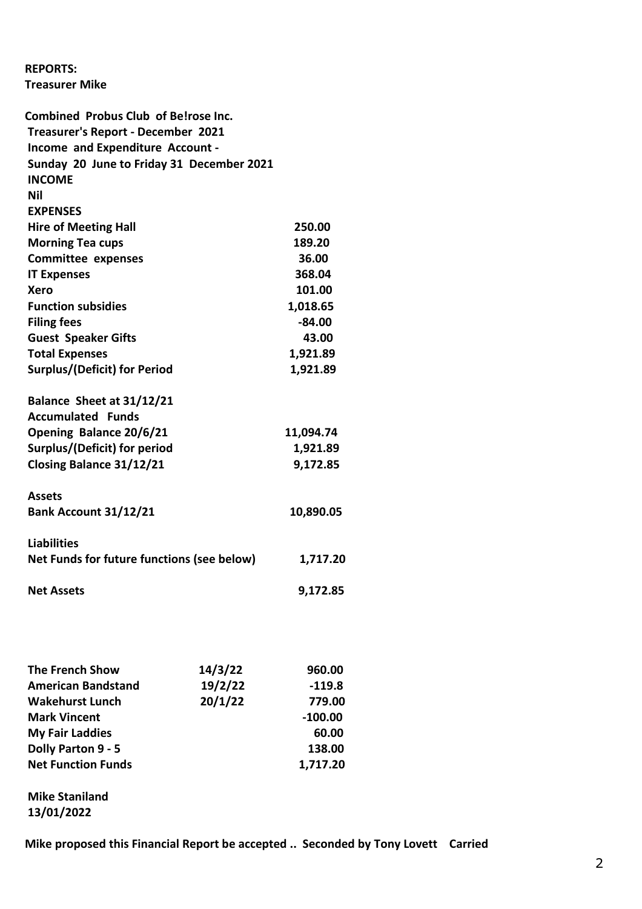**REPORTS:**
**Treasurer Mike**

**Combined Probus Club of Be!rose Inc.**
**Treasurer's Report - December 2021**
**Income and Expenditure Account -**
**Sunday 20 June to Friday 31 December 2021**

**INCOME**
**Nil**

**EXPENSES**

| | |
|---|---|
| **Hire of Meeting Hall** | **250.00** |
| **Morning Tea cups** | **189.20** |
| **Committee expenses** | **36.00** |
| **IT Expenses** | **368.04** |
| **Xero** | **101.00** |
| **Function subsidies** | **1,018.65** |
| **Filing fees** | **-84.00** |
| **Guest Speaker Gifts** | **43.00** |
| **Total Expenses** | **1,921.89** |
| **Surplus/(Deficit) for Period** | **1,921.89** |

**Balance Sheet at 31/12/21**
**Accumulated Funds**

| | |
|---|---|
| **Opening Balance 20/6/21** | **11,094.74** |
| **Surplus/(Deficit) for period** | **1,921.89** |
| **Closing Balance 31/12/21** | **9,172.85** |

**Assets**

| | |
|---|---|
| **Bank Account 31/12/21** | **10,890.05** |

**Liabilities**

| | |
|---|---|
| **Net Funds for future functions (see below)** | **1,717.20** |
| **Net Assets** | **9,172.85** |

| | | |
|---|---|---|
| **The French Show** | **14/3/22** | **960.00** |
| **American Bandstand** | **19/2/22** | **-119.8** |
| **Wakehurst Lunch** | **20/1/22** | **779.00** |
| **Mark Vincent** | | **-100.00** |
| **My Fair Laddies** | | **60.00** |
| **Dolly Parton 9 - 5** | | **138.00** |
| **Net Function Funds** | | **1,717.20** |

**Mike Staniland**
**13/01/2022**

**Mike proposed this Financial Report be accepted .. Seconded by Tony Lovett Carried**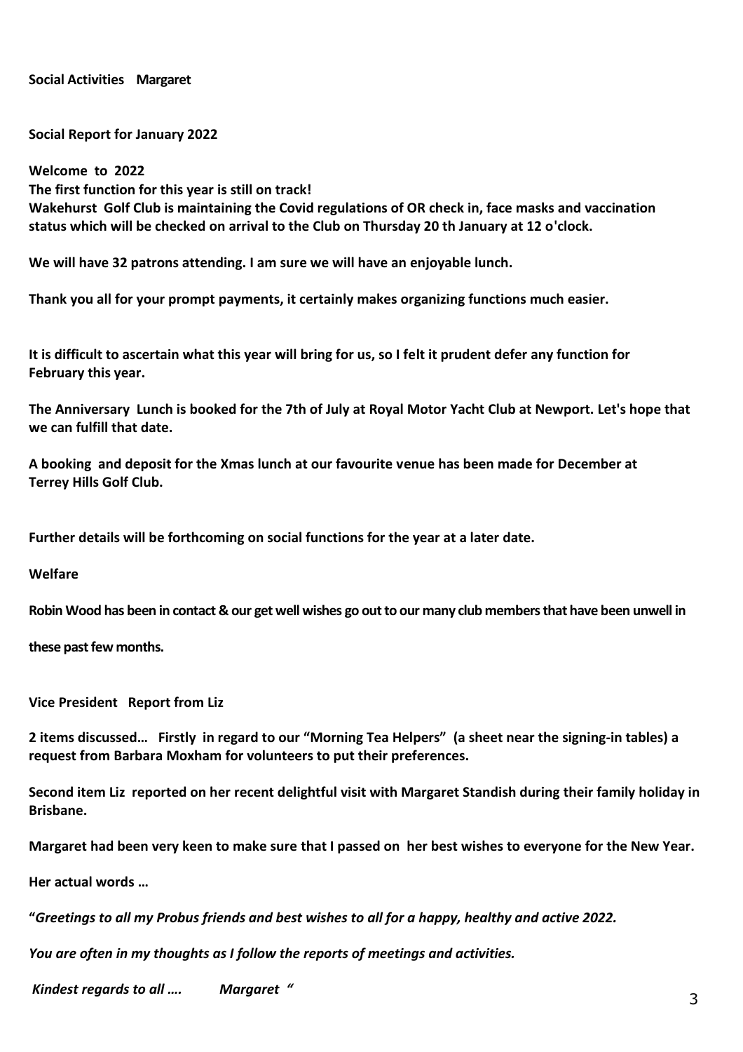**Social Activities Margaret**

**Social Report for January 2022**

**Welcome to 2022**
**The first function for this year is still on track!**
**Wakehurst Golf Club is maintaining the Covid regulations of OR check in, face masks and vaccination status which will be checked on arrival to the Club on Thursday 20 th January at 12 o'clock.**

**We will have 32 patrons attending. I am sure we will have an enjoyable lunch.**

**Thank you all for your prompt payments, it certainly makes organizing functions much easier.**

**It is difficult to ascertain what this year will bring for us, so I felt it prudent defer any function for February this year.**

**The Anniversary Lunch is booked for the 7th of July at Royal Motor Yacht Club at Newport. Let's hope that we can fulfill that date.**

**A booking and deposit for the Xmas lunch at our favourite venue has been made for December at Terrey Hills Golf Club.**

**Further details will be forthcoming on social functions for the year at a later date.**

**Welfare**

**Robin Wood has been in contact & our get well wishes go out to our many club members that have been unwell in these past few months.**

**Vice President Report from Liz**

**2 items discussed… Firstly in regard to our "Morning Tea Helpers" (a sheet near the signing-in tables) a request from Barbara Moxham for volunteers to put their preferences.**

**Second item Liz reported on her recent delightful visit with Margaret Standish during their family holiday in Brisbane.**

**Margaret had been very keen to make sure that I passed on her best wishes to everyone for the New Year.**

**Her actual words …**

**"*Greetings to all my Probus friends and best wishes to all for a happy, healthy and active 2022.***

***You are often in my thoughts as I follow the reports of meetings and activities.***

***Kindest regards to all …. Margaret "***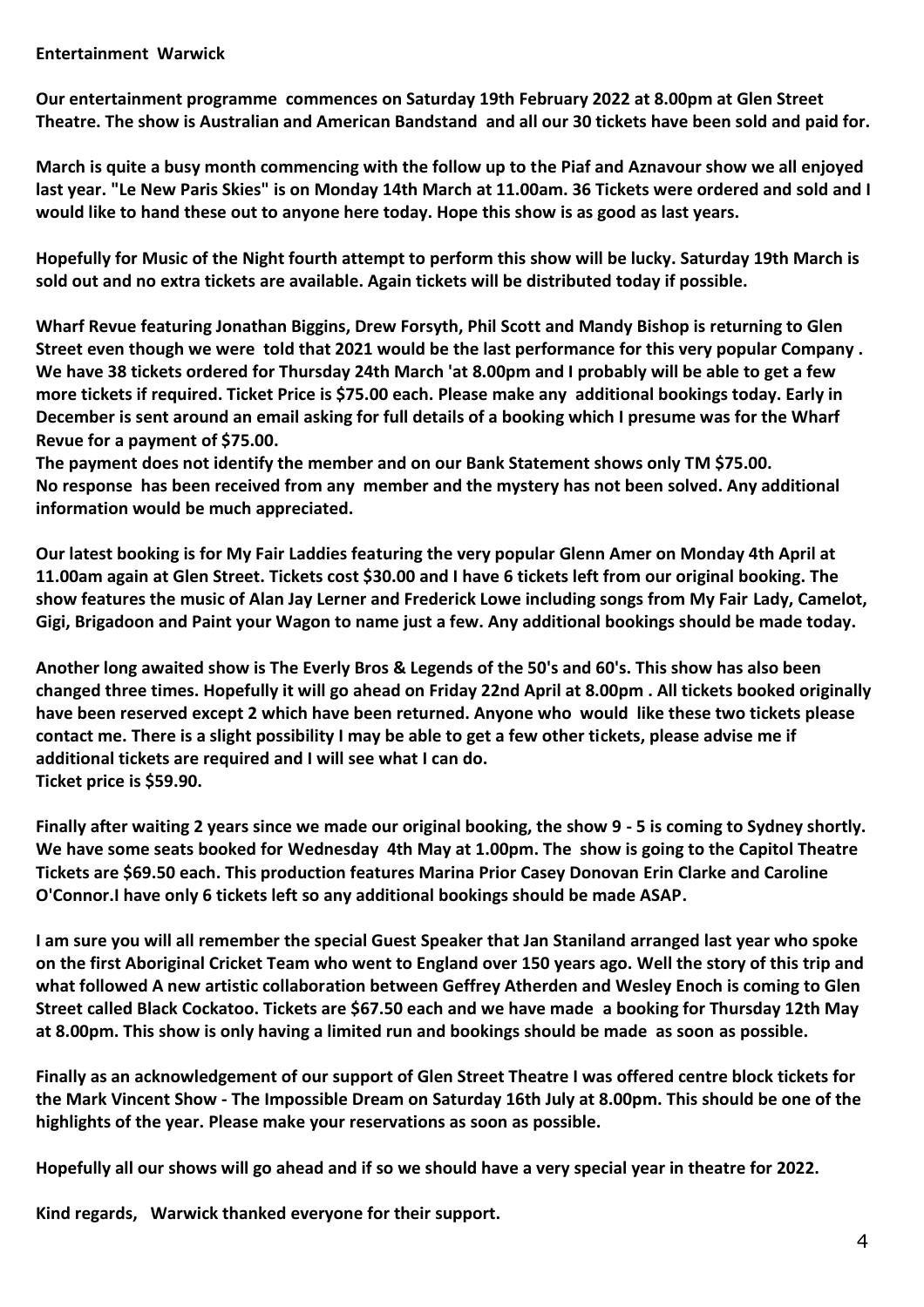**Entertainment Warwick**

**Our entertainment programme commences on Saturday 19th February 2022 at 8.00pm at Glen Street Theatre. The show is Australian and American Bandstand and all our 30 tickets have been sold and paid for.**

**March is quite a busy month commencing with the follow up to the Piaf and Aznavour show we all enjoyed last year. "Le New Paris Skies" is on Monday 14th March at 11.00am. 36 Tickets were ordered and sold and I would like to hand these out to anyone here today. Hope this show is as good as last years.**

**Hopefully for Music of the Night fourth attempt to perform this show will be lucky. Saturday 19th March is sold out and no extra tickets are available. Again tickets will be distributed today if possible.**

**Wharf Revue featuring Jonathan Biggins, Drew Forsyth, Phil Scott and Mandy Bishop is returning to Glen Street even though we were told that 2021 would be the last performance for this very popular Company . We have 38 tickets ordered for Thursday 24th March 'at 8.00pm and I probably will be able to get a few more tickets if required. Ticket Price is $75.00 each. Please make any additional bookings today. Early in December is sent around an email asking for full details of a booking which I presume was for the Wharf Revue for a payment of $75.00.**
**The payment does not identify the member and on our Bank Statement shows only TM $75.00.**
**No response has been received from any member and the mystery has not been solved. Any additional information would be much appreciated.**

**Our latest booking is for My Fair Laddies featuring the very popular Glenn Amer on Monday 4th April at 11.00am again at Glen Street. Tickets cost $30.00 and I have 6 tickets left from our original booking. The show features the music of Alan Jay Lerner and Frederick Lowe including songs from My Fair Lady, Camelot, Gigi, Brigadoon and Paint your Wagon to name just a few. Any additional bookings should be made today.**

**Another long awaited show is The Everly Bros & Legends of the 50's and 60's. This show has also been changed three times. Hopefully it will go ahead on Friday 22nd April at 8.00pm . All tickets booked originally have been reserved except 2 which have been returned. Anyone who would like these two tickets please contact me. There is a slight possibility I may be able to get a few other tickets, please advise me if additional tickets are required and I will see what I can do.**
**Ticket price is $59.90.**

**Finally after waiting 2 years since we made our original booking, the show 9 - 5 is coming to Sydney shortly. We have some seats booked for Wednesday 4th May at 1.00pm. The show is going to the Capitol Theatre Tickets are $69.50 each. This production features Marina Prior Casey Donovan Erin Clarke and Caroline O'Connor.I have only 6 tickets left so any additional bookings should be made ASAP.**

**I am sure you will all remember the special Guest Speaker that Jan Staniland arranged last year who spoke on the first Aboriginal Cricket Team who went to England over 150 years ago. Well the story of this trip and what followed A new artistic collaboration between Geffrey Atherden and Wesley Enoch is coming to Glen Street called Black Cockatoo. Tickets are $67.50 each and we have made a booking for Thursday 12th May at 8.00pm. This show is only having a limited run and bookings should be made as soon as possible.**

**Finally as an acknowledgement of our support of Glen Street Theatre I was offered centre block tickets for the Mark Vincent Show - The Impossible Dream on Saturday 16th July at 8.00pm. This should be one of the highlights of the year. Please make your reservations as soon as possible.**

**Hopefully all our shows will go ahead and if so we should have a very special year in theatre for 2022.**

**Kind regards, Warwick thanked everyone for their support.**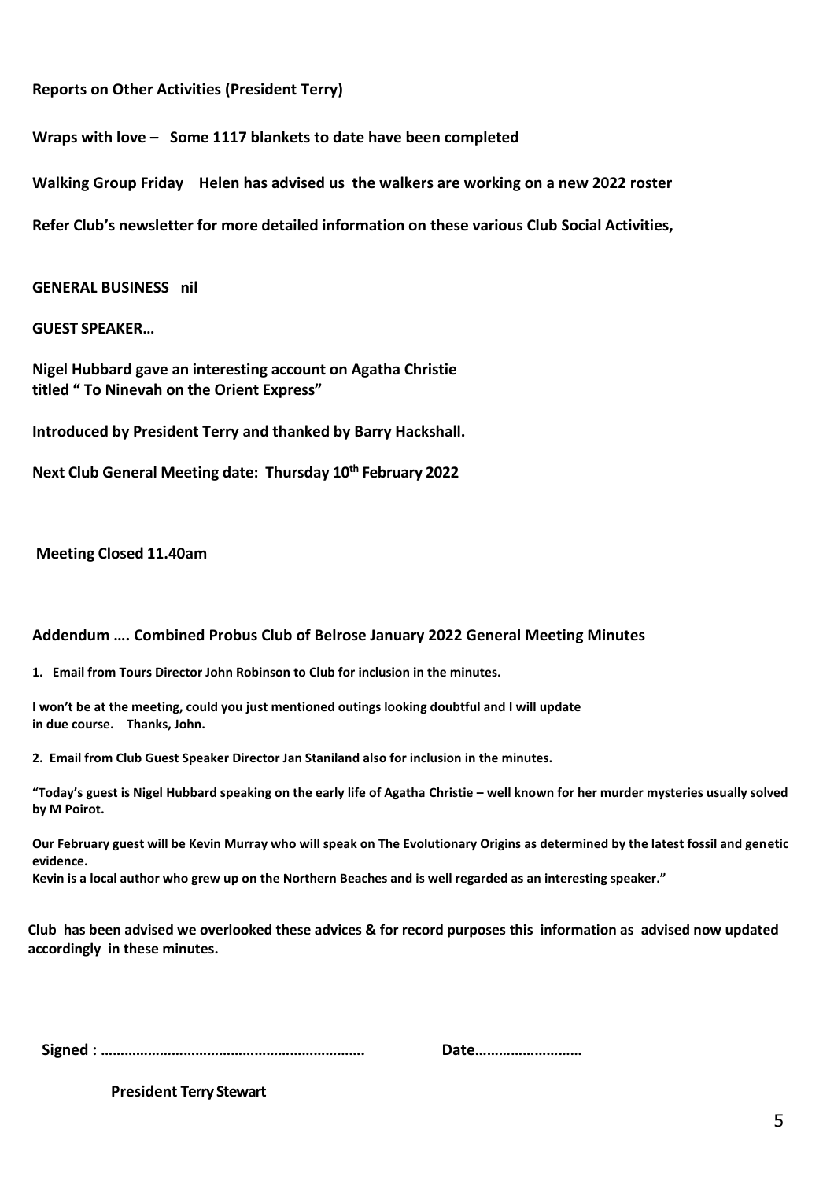**Reports on Other Activities (President Terry)**

**Wraps with love – Some 1117 blankets to date have been completed**

**Walking Group Friday Helen has advised us the walkers are working on a new 2022 roster**

**Refer Club's newsletter for more detailed information on these various Club Social Activities,**

**GENERAL BUSINESS nil**

**GUEST SPEAKER…**

**Nigel Hubbard gave an interesting account on Agatha Christie titled " To Ninevah on the Orient Express"**

**Introduced by President Terry and thanked by Barry Hackshall.**

**Next Club General Meeting date: Thursday 10th February 2022**

**Meeting Closed 11.40am**

**Addendum …. Combined Probus Club of Belrose January 2022 General Meeting Minutes**

**1. Email from Tours Director John Robinson to Club for inclusion in the minutes.**

**I won't be at the meeting, could you just mentioned outings looking doubtful and I will update in due course. Thanks, John.**

**2. Email from Club Guest Speaker Director Jan Staniland also for inclusion in the minutes.**

**"Today's guest is Nigel Hubbard speaking on the early life of Agatha Christie – well known for her murder mysteries usually solved by M Poirot.**

**Our February guest will be Kevin Murray who will speak on The Evolutionary Origins as determined by the latest fossil and genetic evidence.**

**Kevin is a local author who grew up on the Northern Beaches and is well regarded as an interesting speaker."**

**Club has been advised we overlooked these advices & for record purposes this information as advised now updated accordingly in these minutes.**

**Signed : ………………………………………………………. Date………………………**

**President Terry Stewart**